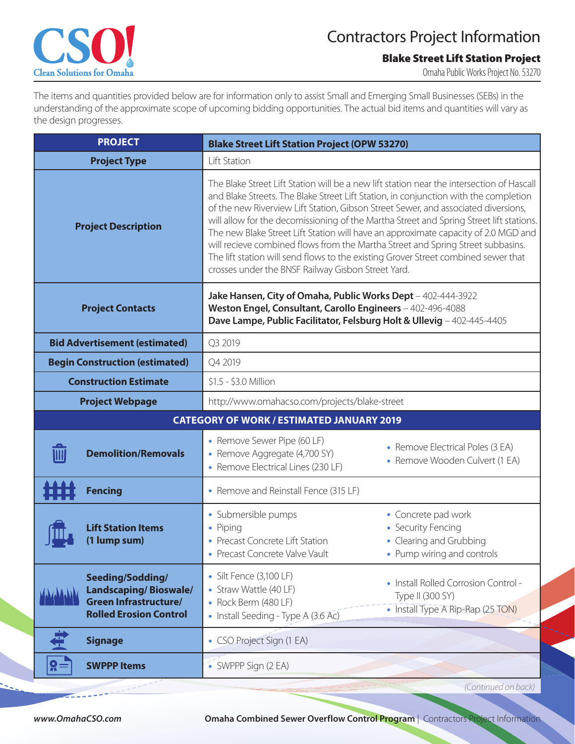# Contractors Project Information

## Blake Street Lift Station Project

Omaha Public Works Project No. 53270

The items and quantities provided below are for information only to assist Small and Emerging Small Businesses (SEBs) in the understanding of the approximate scope of upcoming bidding opportunities. The actual bid items and quantities will vary as the design progresses.

| PROJECT | Blake Street Lift Station Project (OPW 53270) |
|---|---|
| **Project Type** | Lift Station |
| **Project Description** | The Blake Street Lift Station will be a new lift station near the intersection of Hascall and Blake Streets. The Blake Street Lift Station, in conjunction with the completion of the new Riverview Lift Station, Gibson Street Sewer, and associated diversions, will allow for the decomissioning of the Martha Street and Spring Street lift stations. The new Blake Street Lift Station will have an approximate capacity of 2.0 MGD and will recieve combined flows from the Martha Street and Spring Street subbasins. The lift station will send flows to the existing Grover Street combined sewer that crosses under the BNSF Railway Gisbon Street Yard. |
| **Project Contacts** | **Jake Hansen, City of Omaha, Public Works Dept** – 402-444-3922<br>**Weston Engel, Consultant, Carollo Engineers** – 402-496-4088<br>**Dave Lampe, Public Facilitator, Felsburg Holt & Ullevig** – 402-445-4405 |
| **Bid Advertisement (estimated)** | Q3 2019 |
| **Begin Construction (estimated)** | Q4 2019 |
| **Construction Estimate** | $1.5 - $3.0 Million |
| **Project Webpage** | http://www.omahacso.com/projects/blake-street |

| CATEGORY OF WORK / ESTIMATED JANUARY 2019 | |
|---|---|
| **Demolition/Removals** | • Remove Sewer Pipe (60 LF)<br>• Remove Aggregate (4,700 SY)<br>• Remove Electrical Lines (230 LF)<br>• Remove Electrical Poles (3 EA)<br>• Remove Wooden Culvert (1 EA) |
| **Fencing** | • Remove and Reinstall Fence (315 LF) |
| **Lift Station Items (1 lump sum)** | • Submersible pumps<br>• Piping<br>• Precast Concrete Lift Station<br>• Precast Concrete Valve Vault<br>• Concrete pad work<br>• Security Fencing<br>• Clearing and Grubbing<br>• Pump wiring and controls |
| **Seeding/Sodding/ Landscaping/ Bioswale/ Green Infrastructure/ Rolled Erosion Control** | • Silt Fence (3,100 LF)<br>• Straw Wattle (40 LF)<br>• Rock Berm (480 LF)<br>• Install Seeding - Type A (3.6 Ac)<br>• Install Rolled Corrosion Control - Type II (300 SY)<br>• Install Type A Rip-Rap (25 TON) |
| **Signage** | • CSO Project Sign (1 EA) |
| **SWPPP Items** | • SWPPP Sign (2 EA) |

*(Continued on back)*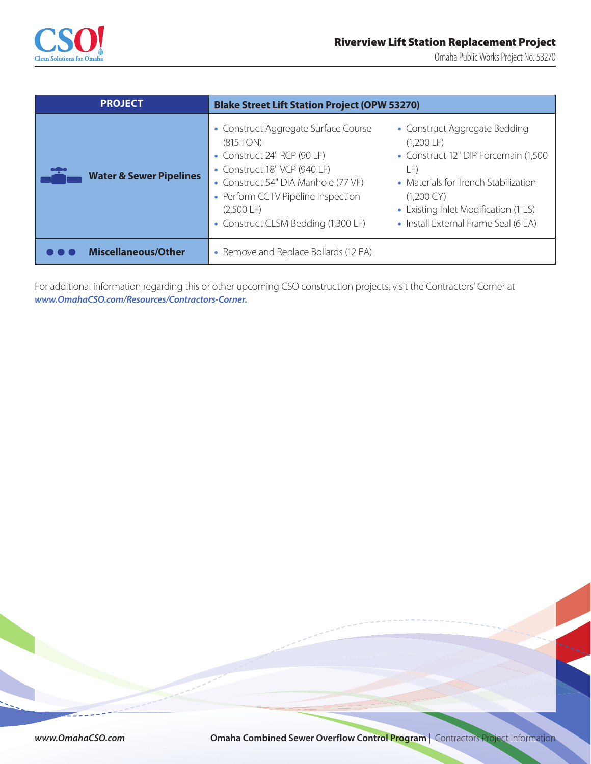| PROJECT | Blake Street Lift Station Project (OPW 53270) | |
|---|---|---|
| **Water & Sewer Pipelines** | • Construct Aggregate Surface Course (815 TON)<br>• Construct 24" RCP (90 LF)<br>• Construct 18" VCP (940 LF)<br>• Construct 54" DIA Manhole (77 VF)<br>• Perform CCTV Pipeline Inspection (2,500 LF)<br>• Construct CLSM Bedding (1,300 LF) | • Construct Aggregate Bedding (1,200 LF)<br>• Construct 12" DIP Forcemain (1,500 LF)<br>• Materials for Trench Stabilization (1,200 CY)<br>• Existing Inlet Modification (1 LS)<br>• Install External Frame Seal (6 EA) |
| **Miscellaneous/Other** | • Remove and Replace Bollards (12 EA) | |

For additional information regarding this or other upcoming CSO construction projects, visit the Contractors' Corner at ***www.OmahaCSO.com/Resources/Contractors-Corner.***